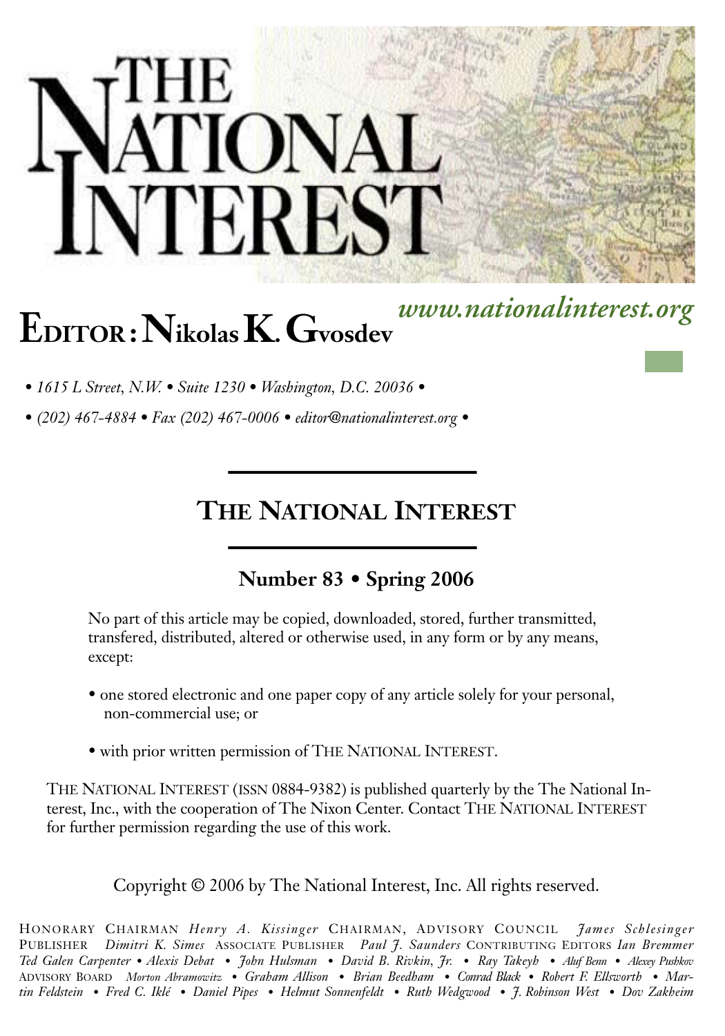# THE NATIONAL INTEREST

**EDITOR : Nikolas K. Gvosdev**

*www.nationalinterest.org*

*• 1615 L Street, N.W. • Suite 1230 • Washington, D.C. 20036 •*

*• (202) 467-4884 • Fax (202) 467-0006 • editor@nationalinterest.org •*

## THE NATIONAL INTEREST

### Number 83 • Spring 2006

No part of this article may be copied, downloaded, stored, further transmitted, transfered, distributed, altered or otherwise used, in any form or by any means, except:

- one stored electronic and one paper copy of any article solely for your personal, non-commercial use; or
- with prior written permission of THE NATIONAL INTEREST.

THE NATIONAL INTEREST (ISSN 0884-9382) is published quarterly by the The National Interest, Inc., with the cooperation of The Nixon Center. Contact THE NATIONAL INTEREST for further permission regarding the use of this work.

Copyright © 2006 by The National Interest, Inc. All rights reserved.

HONORARY CHAIRMAN *Henry A. Kissinger* CHAIRMAN, ADVISORY COUNCIL *James Schlesinger* PUBLISHER *Dimitri K. Simes* ASSOCIATE PUBLISHER *Paul J. Saunders* CONTRIBUTING EDITORS *Ian Bremmer • Ted Galen Carpenter • Alexis Debat • John Hulsman • David B. Rivkin, Jr. • Ray Takeyh • Aluf Benn • Alexey Pushkov* ADVISORY BOARD *Morton Abramowitz • Graham Allison • Brian Beedham • Conrad Black • Robert F. Ellsworth • Martin Feldstein • Fred C. Iklé • Daniel Pipes • Helmut Sonnenfeldt • Ruth Wedgwood • J. Robinson West • Dov Zakheim*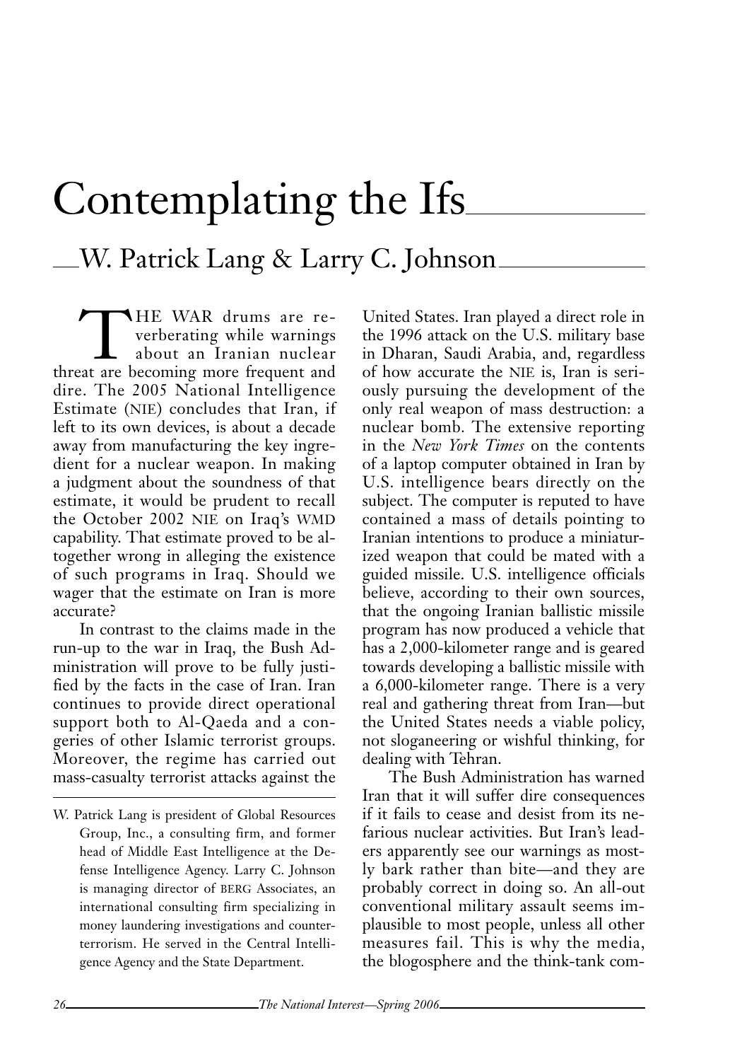# Contemplating the Ifs

## W. Patrick Lang & Larry C. Johnson

THE WAR drums are reverberating while warnings about an Iranian nuclear threat are becoming more frequent and dire. The 2005 National Intelligence Estimate (NIE) concludes that Iran, if left to its own devices, is about a decade away from manufacturing the key ingredient for a nuclear weapon. In making a judgment about the soundness of that estimate, it would be prudent to recall the October 2002 NIE on Iraq's WMD capability. That estimate proved to be altogether wrong in alleging the existence of such programs in Iraq. Should we wager that the estimate on Iran is more accurate?

In contrast to the claims made in the run-up to the war in Iraq, the Bush Administration will prove to be fully justified by the facts in the case of Iran. Iran continues to provide direct operational support both to Al-Qaeda and a congeries of other Islamic terrorist groups. Moreover, the regime has carried out mass-casualty terrorist attacks against the United States. Iran played a direct role in the 1996 attack on the U.S. military base in Dharan, Saudi Arabia, and, regardless of how accurate the NIE is, Iran is seriously pursuing the development of the only real weapon of mass destruction: a nuclear bomb. The extensive reporting in the *New York Times* on the contents of a laptop computer obtained in Iran by U.S. intelligence bears directly on the subject. The computer is reputed to have contained a mass of details pointing to Iranian intentions to produce a miniaturized weapon that could be mated with a guided missile. U.S. intelligence officials believe, according to their own sources, that the ongoing Iranian ballistic missile program has now produced a vehicle that has a 2,000-kilometer range and is geared towards developing a ballistic missile with a 6,000-kilometer range. There is a very real and gathering threat from Iran—but the United States needs a viable policy, not sloganeering or wishful thinking, for dealing with Tehran.

The Bush Administration has warned Iran that it will suffer dire consequences if it fails to cease and desist from its nefarious nuclear activities. But Iran's leaders apparently see our warnings as mostly bark rather than bite—and they are probably correct in doing so. An all-out conventional military assault seems implausible to most people, unless all other measures fail. This is why the media, the blogosphere and the think-tank com-

W. Patrick Lang is president of Global Resources Group, Inc., a consulting firm, and former head of Middle East Intelligence at the Defense Intelligence Agency. Larry C. Johnson is managing director of BERG Associates, an international consulting firm specializing in money laundering investigations and counterterrorism. He served in the Central Intelligence Agency and the State Department.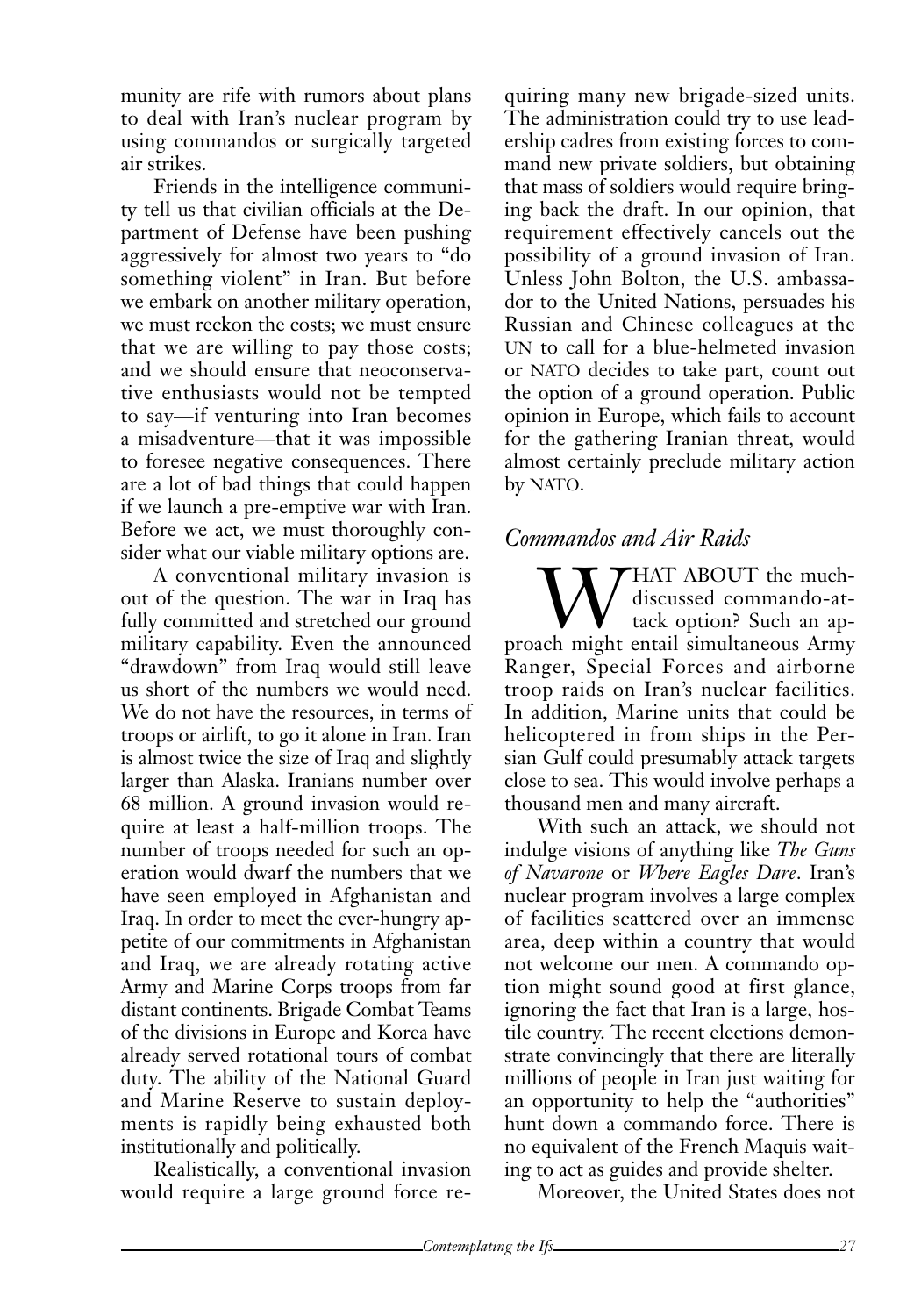munity are rife with rumors about plans to deal with Iran's nuclear program by using commandos or surgically targeted air strikes.

Friends in the intelligence community tell us that civilian officials at the Department of Defense have been pushing aggressively for almost two years to "do something violent" in Iran. But before we embark on another military operation, we must reckon the costs; we must ensure that we are willing to pay those costs; and we should ensure that neoconservative enthusiasts would not be tempted to say—if venturing into Iran becomes a misadventure—that it was impossible to foresee negative consequences. There are a lot of bad things that could happen if we launch a pre-emptive war with Iran. Before we act, we must thoroughly consider what our viable military options are.

A conventional military invasion is out of the question. The war in Iraq has fully committed and stretched our ground military capability. Even the announced "drawdown" from Iraq would still leave us short of the numbers we would need. We do not have the resources, in terms of troops or airlift, to go it alone in Iran. Iran is almost twice the size of Iraq and slightly larger than Alaska. Iranians number over 68 million. A ground invasion would require at least a half-million troops. The number of troops needed for such an operation would dwarf the numbers that we have seen employed in Afghanistan and Iraq. In order to meet the ever-hungry appetite of our commitments in Afghanistan and Iraq, we are already rotating active Army and Marine Corps troops from far distant continents. Brigade Combat Teams of the divisions in Europe and Korea have already served rotational tours of combat duty. The ability of the National Guard and Marine Reserve to sustain deployments is rapidly being exhausted both institutionally and politically.

Realistically, a conventional invasion would require a large ground force requiring many new brigade-sized units. The administration could try to use leadership cadres from existing forces to command new private soldiers, but obtaining that mass of soldiers would require bringing back the draft. In our opinion, that requirement effectively cancels out the possibility of a ground invasion of Iran. Unless John Bolton, the U.S. ambassador to the United Nations, persuades his Russian and Chinese colleagues at the UN to call for a blue-helmeted invasion or NATO decides to take part, count out the option of a ground operation. Public opinion in Europe, which fails to account for the gathering Iranian threat, would almost certainly preclude military action by NATO.

## *Commandos and Air Raids*

WHAT ABOUT the much-discussed commando-attack option? Such an approach might entail simultaneous Army Ranger, Special Forces and airborne troop raids on Iran's nuclear facilities. In addition, Marine units that could be helicoptered in from ships in the Persian Gulf could presumably attack targets close to sea. This would involve perhaps a thousand men and many aircraft.

With such an attack, we should not indulge visions of anything like *The Guns of Navarone* or *Where Eagles Dare*. Iran's nuclear program involves a large complex of facilities scattered over an immense area, deep within a country that would not welcome our men. A commando option might sound good at first glance, ignoring the fact that Iran is a large, hostile country. The recent elections demonstrate convincingly that there are literally millions of people in Iran just waiting for an opportunity to help the "authorities" hunt down a commando force. There is no equivalent of the French Maquis waiting to act as guides and provide shelter.

Moreover, the United States does not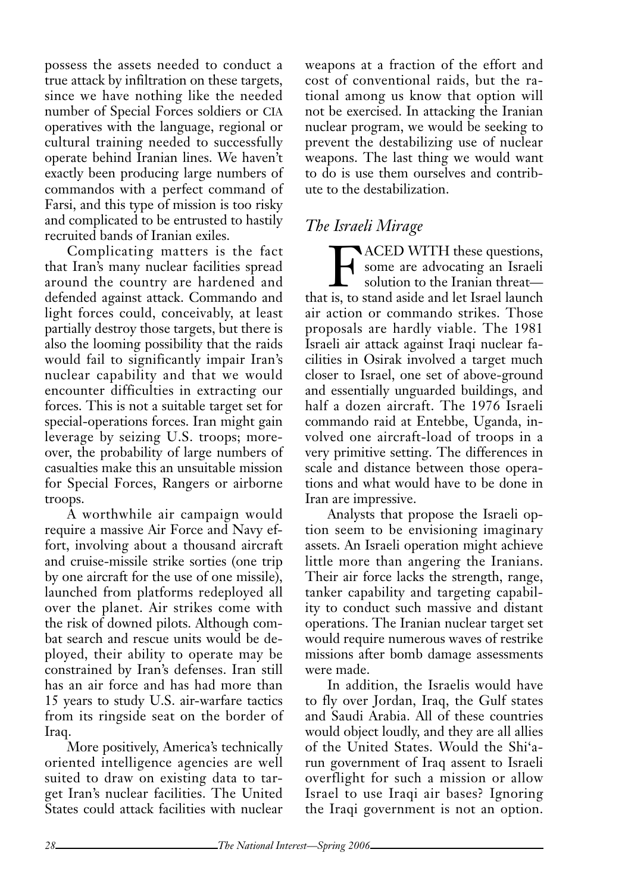possess the assets needed to conduct a true attack by infiltration on these targets, since we have nothing like the needed number of Special Forces soldiers or CIA operatives with the language, regional or cultural training needed to successfully operate behind Iranian lines. We haven't exactly been producing large numbers of commandos with a perfect command of Farsi, and this type of mission is too risky and complicated to be entrusted to hastily recruited bands of Iranian exiles.

Complicating matters is the fact that Iran's many nuclear facilities spread around the country are hardened and defended against attack. Commando and light forces could, conceivably, at least partially destroy those targets, but there is also the looming possibility that the raids would fail to significantly impair Iran's nuclear capability and that we would encounter difficulties in extracting our forces. This is not a suitable target set for special-operations forces. Iran might gain leverage by seizing U.S. troops; moreover, the probability of large numbers of casualties make this an unsuitable mission for Special Forces, Rangers or airborne troops.

A worthwhile air campaign would require a massive Air Force and Navy effort, involving about a thousand aircraft and cruise-missile strike sorties (one trip by one aircraft for the use of one missile), launched from platforms redeployed all over the planet. Air strikes come with the risk of downed pilots. Although combat search and rescue units would be deployed, their ability to operate may be constrained by Iran's defenses. Iran still has an air force and has had more than 15 years to study U.S. air-warfare tactics from its ringside seat on the border of Iraq.

More positively, America's technically oriented intelligence agencies are well suited to draw on existing data to target Iran's nuclear facilities. The United States could attack facilities with nuclear weapons at a fraction of the effort and cost of conventional raids, but the rational among us know that option will not be exercised. In attacking the Iranian nuclear program, we would be seeking to prevent the destabilizing use of nuclear weapons. The last thing we would want to do is use them ourselves and contribute to the destabilization.

## *The Israeli Mirage*

FACED WITH these questions, some are advocating an Israeli solution to the Iranian threat—that is, to stand aside and let Israel launch air action or commando strikes. Those proposals are hardly viable. The 1981 Israeli air attack against Iraqi nuclear facilities in Osirak involved a target much closer to Israel, one set of above-ground and essentially unguarded buildings, and half a dozen aircraft. The 1976 Israeli commando raid at Entebbe, Uganda, involved one aircraft-load of troops in a very primitive setting. The differences in scale and distance between those operations and what would have to be done in Iran are impressive.

Analysts that propose the Israeli option seem to be envisioning imaginary assets. An Israeli operation might achieve little more than angering the Iranians. Their air force lacks the strength, range, tanker capability and targeting capability to conduct such massive and distant operations. The Iranian nuclear target set would require numerous waves of restrike missions after bomb damage assessments were made.

In addition, the Israelis would have to fly over Jordan, Iraq, the Gulf states and Saudi Arabia. All of these countries would object loudly, and they are all allies of the United States. Would the Shi'a-run government of Iraq assent to Israeli overflight for such a mission or allow Israel to use Iraqi air bases? Ignoring the Iraqi government is not an option.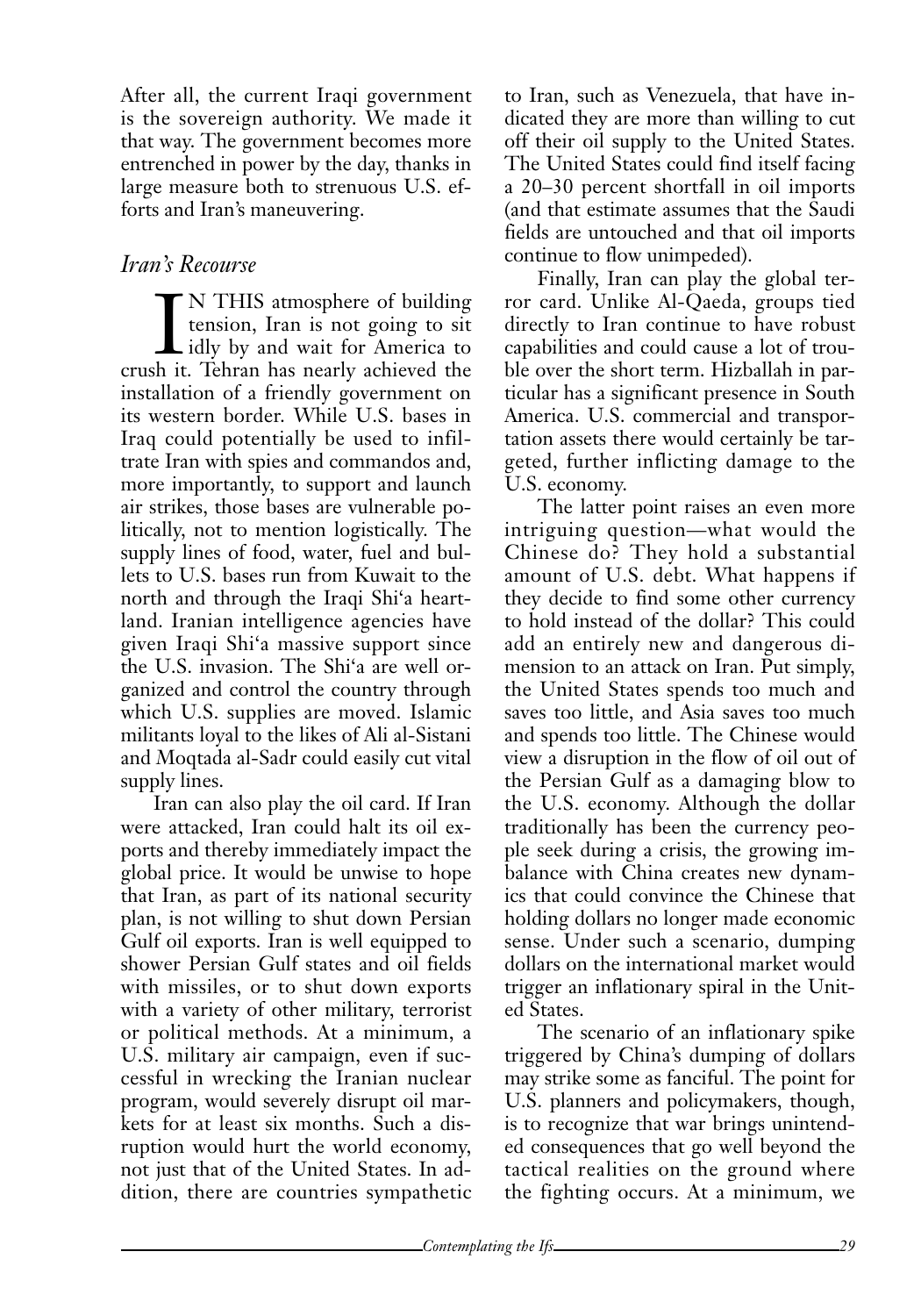After all, the current Iraqi government is the sovereign authority. We made it that way. The government becomes more entrenched in power by the day, thanks in large measure both to strenuous U.S. efforts and Iran's maneuvering.

## *Iran's Recourse*

IN THIS atmosphere of building tension, Iran is not going to sit idly by and wait for America to crush it. Tehran has nearly achieved the installation of a friendly government on its western border. While U.S. bases in Iraq could potentially be used to infiltrate Iran with spies and commandos and, more importantly, to support and launch air strikes, those bases are vulnerable politically, not to mention logistically. The supply lines of food, water, fuel and bullets to U.S. bases run from Kuwait to the north and through the Iraqi Shi'a heartland. Iranian intelligence agencies have given Iraqi Shi'a massive support since the U.S. invasion. The Shi'a are well organized and control the country through which U.S. supplies are moved. Islamic militants loyal to the likes of Ali al-Sistani and Moqtada al-Sadr could easily cut vital supply lines.

Iran can also play the oil card. If Iran were attacked, Iran could halt its oil exports and thereby immediately impact the global price. It would be unwise to hope that Iran, as part of its national security plan, is not willing to shut down Persian Gulf oil exports. Iran is well equipped to shower Persian Gulf states and oil fields with missiles, or to shut down exports with a variety of other military, terrorist or political methods. At a minimum, a U.S. military air campaign, even if successful in wrecking the Iranian nuclear program, would severely disrupt oil markets for at least six months. Such a disruption would hurt the world economy, not just that of the United States. In addition, there are countries sympathetic to Iran, such as Venezuela, that have indicated they are more than willing to cut off their oil supply to the United States. The United States could find itself facing a 20–30 percent shortfall in oil imports (and that estimate assumes that the Saudi fields are untouched and that oil imports continue to flow unimpeded).

Finally, Iran can play the global terror card. Unlike Al-Qaeda, groups tied directly to Iran continue to have robust capabilities and could cause a lot of trouble over the short term. Hizballah in particular has a significant presence in South America. U.S. commercial and transportation assets there would certainly be targeted, further inflicting damage to the U.S. economy.

The latter point raises an even more intriguing question—what would the Chinese do? They hold a substantial amount of U.S. debt. What happens if they decide to find some other currency to hold instead of the dollar? This could add an entirely new and dangerous dimension to an attack on Iran. Put simply, the United States spends too much and saves too little, and Asia saves too much and spends too little. The Chinese would view a disruption in the flow of oil out of the Persian Gulf as a damaging blow to the U.S. economy. Although the dollar traditionally has been the currency people seek during a crisis, the growing imbalance with China creates new dynamics that could convince the Chinese that holding dollars no longer made economic sense. Under such a scenario, dumping dollars on the international market would trigger an inflationary spiral in the United States.

The scenario of an inflationary spike triggered by China's dumping of dollars may strike some as fanciful. The point for U.S. planners and policymakers, though, is to recognize that war brings unintended consequences that go well beyond the tactical realities on the ground where the fighting occurs. At a minimum, we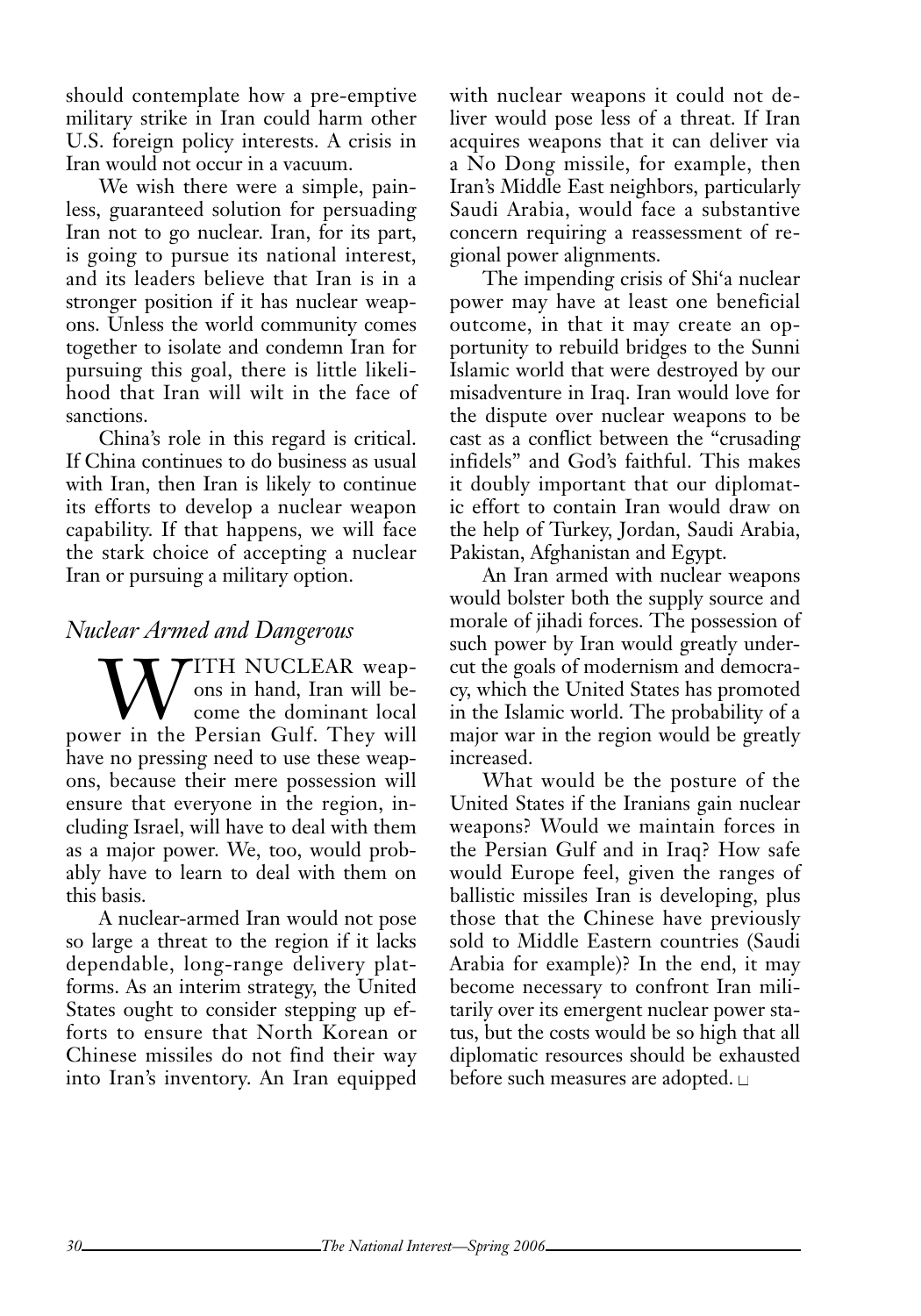should contemplate how a pre-emptive military strike in Iran could harm other U.S. foreign policy interests. A crisis in Iran would not occur in a vacuum.

We wish there were a simple, painless, guaranteed solution for persuading Iran not to go nuclear. Iran, for its part, is going to pursue its national interest, and its leaders believe that Iran is in a stronger position if it has nuclear weapons. Unless the world community comes together to isolate and condemn Iran for pursuing this goal, there is little likelihood that Iran will wilt in the face of sanctions.

China's role in this regard is critical. If China continues to do business as usual with Iran, then Iran is likely to continue its efforts to develop a nuclear weapon capability. If that happens, we will face the stark choice of accepting a nuclear Iran or pursuing a military option.

## *Nuclear Armed and Dangerous*

WITH NUCLEAR weapons in hand, Iran will become the dominant local power in the Persian Gulf. They will have no pressing need to use these weapons, because their mere possession will ensure that everyone in the region, including Israel, will have to deal with them as a major power. We, too, would probably have to learn to deal with them on this basis.

A nuclear-armed Iran would not pose so large a threat to the region if it lacks dependable, long-range delivery platforms. As an interim strategy, the United States ought to consider stepping up efforts to ensure that North Korean or Chinese missiles do not find their way into Iran's inventory. An Iran equipped with nuclear weapons it could not deliver would pose less of a threat. If Iran acquires weapons that it can deliver via a No Dong missile, for example, then Iran's Middle East neighbors, particularly Saudi Arabia, would face a substantive concern requiring a reassessment of regional power alignments.

The impending crisis of Shi'a nuclear power may have at least one beneficial outcome, in that it may create an opportunity to rebuild bridges to the Sunni Islamic world that were destroyed by our misadventure in Iraq. Iran would love for the dispute over nuclear weapons to be cast as a conflict between the "crusading infidels" and God's faithful. This makes it doubly important that our diplomatic effort to contain Iran would draw on the help of Turkey, Jordan, Saudi Arabia, Pakistan, Afghanistan and Egypt.

An Iran armed with nuclear weapons would bolster both the supply source and morale of jihadi forces. The possession of such power by Iran would greatly undercut the goals of modernism and democracy, which the United States has promoted in the Islamic world. The probability of a major war in the region would be greatly increased.

What would be the posture of the United States if the Iranians gain nuclear weapons? Would we maintain forces in the Persian Gulf and in Iraq? How safe would Europe feel, given the ranges of ballistic missiles Iran is developing, plus those that the Chinese have previously sold to Middle Eastern countries (Saudi Arabia for example)? In the end, it may become necessary to confront Iran militarily over its emergent nuclear power status, but the costs would be so high that all diplomatic resources should be exhausted before such measures are adopted. □